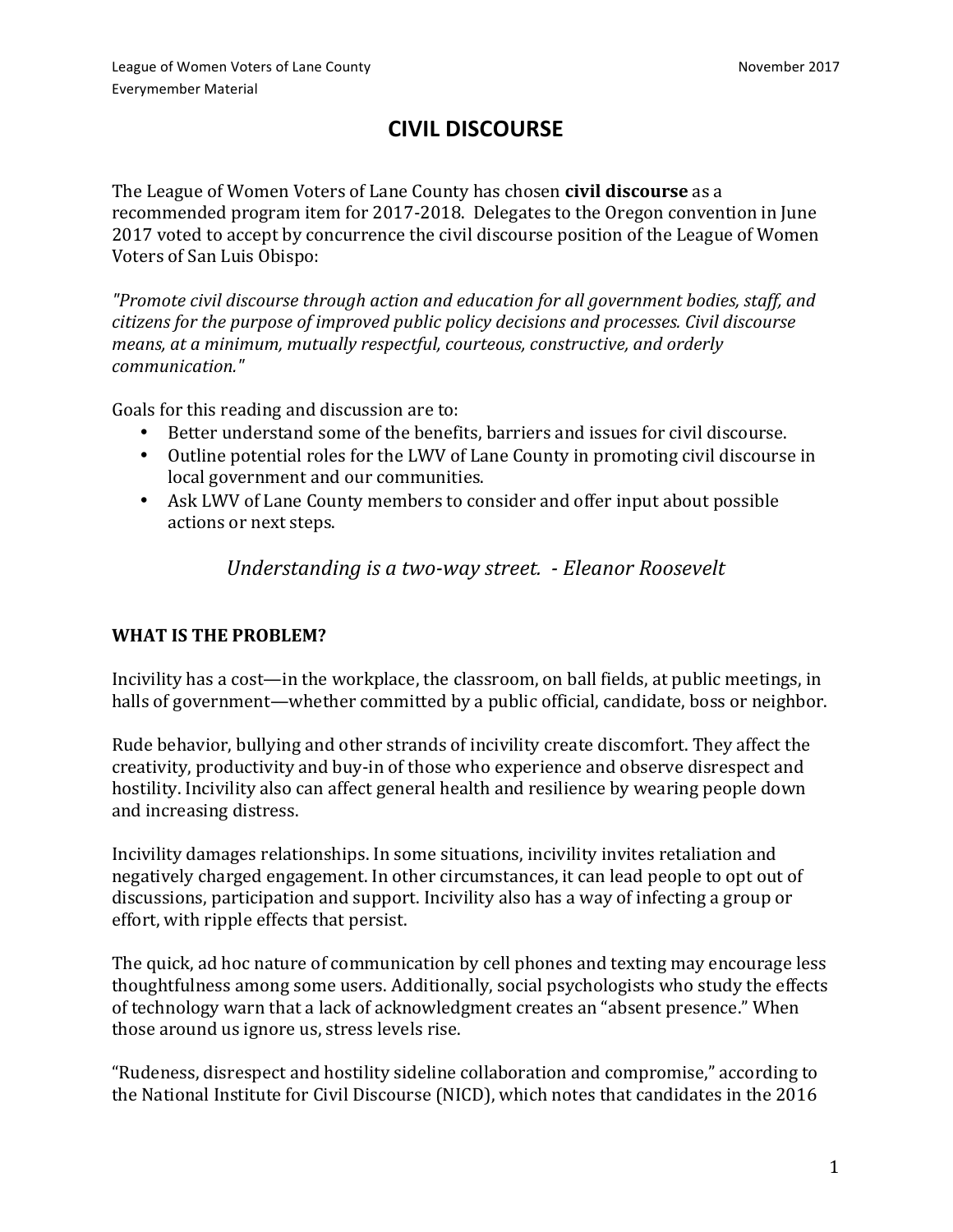League of Women Voters of Lane County
Everymember Material

November 2017

# CIVIL DISCOURSE

The League of Women Voters of Lane County has chosen **civil discourse** as a recommended program item for 2017-2018. Delegates to the Oregon convention in June 2017 voted to accept by concurrence the civil discourse position of the League of Women Voters of San Luis Obispo:

*"Promote civil discourse through action and education for all government bodies, staff, and citizens for the purpose of improved public policy decisions and processes. Civil discourse means, at a minimum, mutually respectful, courteous, constructive, and orderly communication."*

Goals for this reading and discussion are to:

- Better understand some of the benefits, barriers and issues for civil discourse.
- Outline potential roles for the LWV of Lane County in promoting civil discourse in local government and our communities.
- Ask LWV of Lane County members to consider and offer input about possible actions or next steps.

*Understanding is a two-way street. - Eleanor Roosevelt*

## WHAT IS THE PROBLEM?

Incivility has a cost—in the workplace, the classroom, on ball fields, at public meetings, in halls of government—whether committed by a public official, candidate, boss or neighbor.

Rude behavior, bullying and other strands of incivility create discomfort. They affect the creativity, productivity and buy-in of those who experience and observe disrespect and hostility. Incivility also can affect general health and resilience by wearing people down and increasing distress.

Incivility damages relationships. In some situations, incivility invites retaliation and negatively charged engagement. In other circumstances, it can lead people to opt out of discussions, participation and support. Incivility also has a way of infecting a group or effort, with ripple effects that persist.

The quick, ad hoc nature of communication by cell phones and texting may encourage less thoughtfulness among some users. Additionally, social psychologists who study the effects of technology warn that a lack of acknowledgment creates an "absent presence." When those around us ignore us, stress levels rise.

"Rudeness, disrespect and hostility sideline collaboration and compromise," according to the National Institute for Civil Discourse (NICD), which notes that candidates in the 2016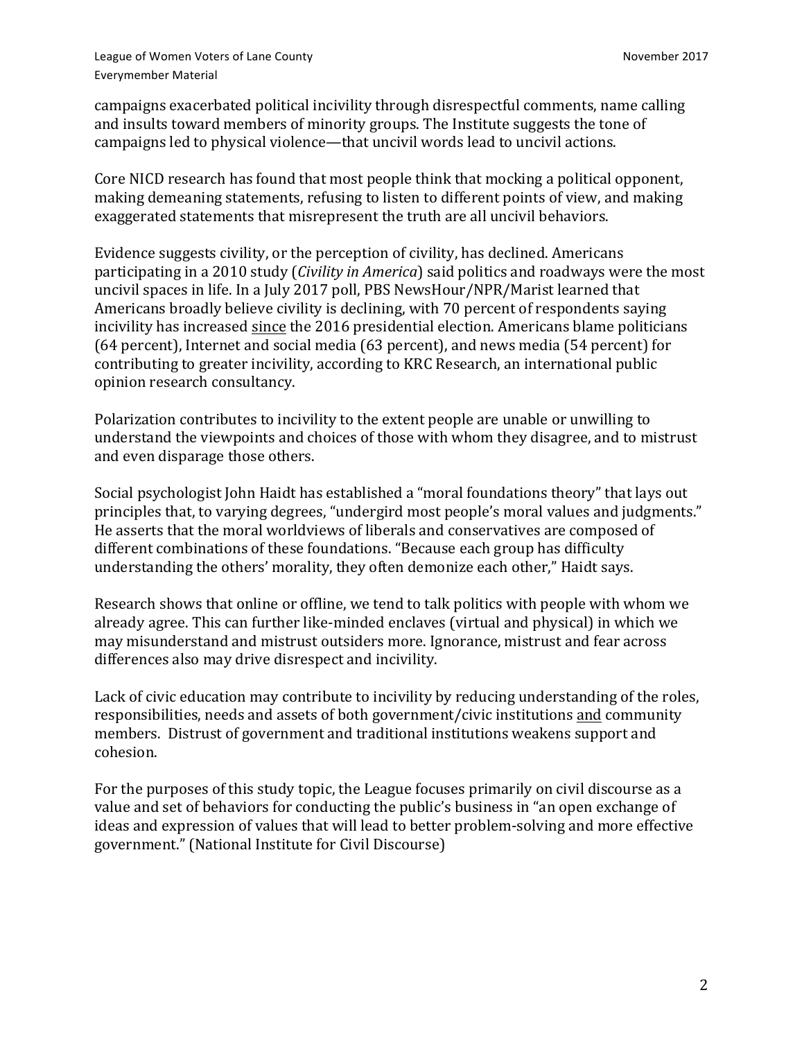campaigns exacerbated political incivility through disrespectful comments, name calling and insults toward members of minority groups. The Institute suggests the tone of campaigns led to physical violence—that uncivil words lead to uncivil actions.

Core NICD research has found that most people think that mocking a political opponent, making demeaning statements, refusing to listen to different points of view, and making exaggerated statements that misrepresent the truth are all uncivil behaviors.

Evidence suggests civility, or the perception of civility, has declined. Americans participating in a 2010 study (*Civility in America*) said politics and roadways were the most uncivil spaces in life. In a July 2017 poll, PBS NewsHour/NPR/Marist learned that Americans broadly believe civility is declining, with 70 percent of respondents saying incivility has increased <u>since</u> the 2016 presidential election. Americans blame politicians (64 percent), Internet and social media (63 percent), and news media (54 percent) for contributing to greater incivility, according to KRC Research, an international public opinion research consultancy.

Polarization contributes to incivility to the extent people are unable or unwilling to understand the viewpoints and choices of those with whom they disagree, and to mistrust and even disparage those others.

Social psychologist John Haidt has established a "moral foundations theory" that lays out principles that, to varying degrees, "undergird most people's moral values and judgments." He asserts that the moral worldviews of liberals and conservatives are composed of different combinations of these foundations. "Because each group has difficulty understanding the others' morality, they often demonize each other," Haidt says.

Research shows that online or offline, we tend to talk politics with people with whom we already agree. This can further like-minded enclaves (virtual and physical) in which we may misunderstand and mistrust outsiders more. Ignorance, mistrust and fear across differences also may drive disrespect and incivility.

Lack of civic education may contribute to incivility by reducing understanding of the roles, responsibilities, needs and assets of both government/civic institutions <u>and</u> community members. Distrust of government and traditional institutions weakens support and cohesion.

For the purposes of this study topic, the League focuses primarily on civil discourse as a value and set of behaviors for conducting the public's business in "an open exchange of ideas and expression of values that will lead to better problem-solving and more effective government." (National Institute for Civil Discourse)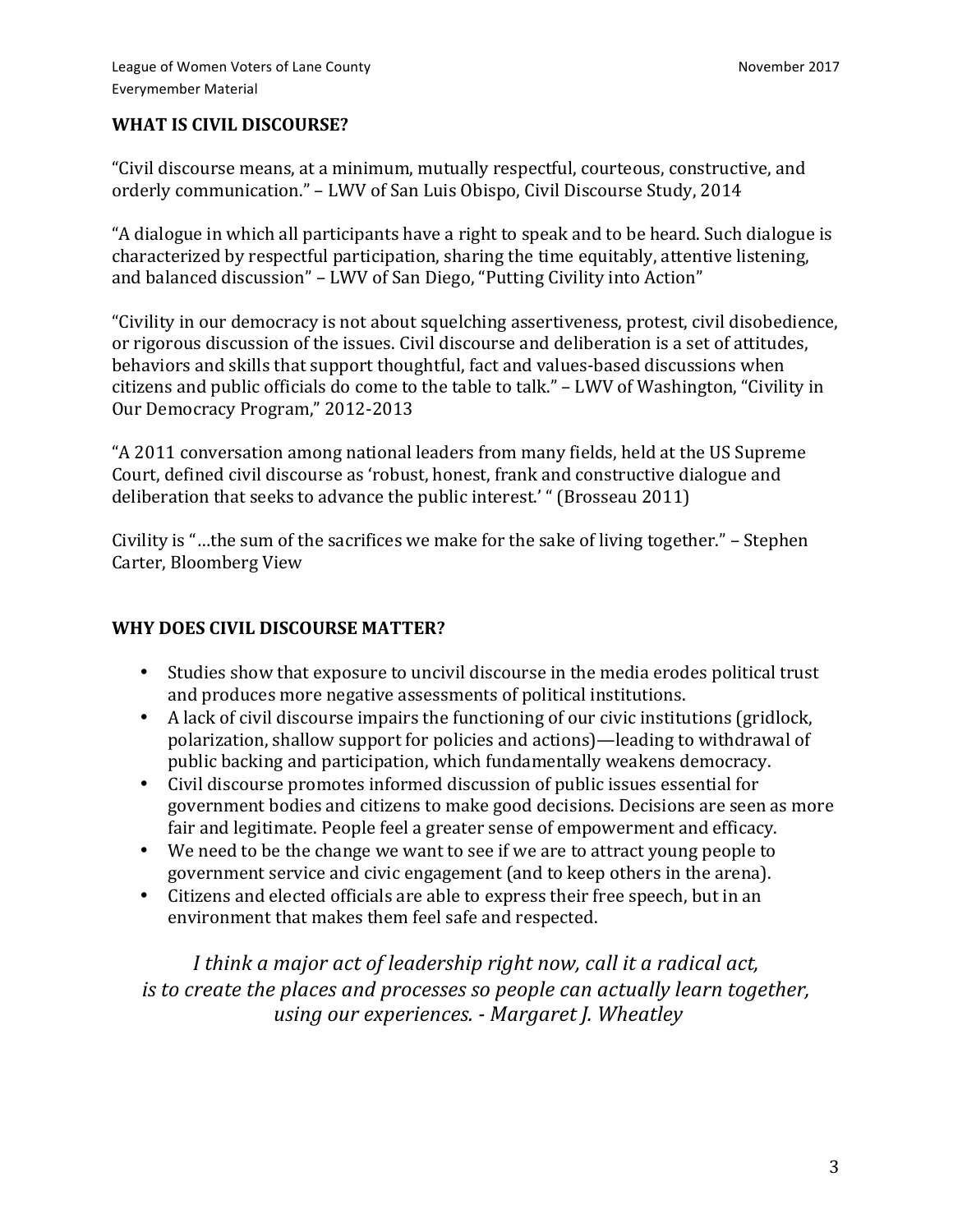## WHAT IS CIVIL DISCOURSE?

"Civil discourse means, at a minimum, mutually respectful, courteous, constructive, and orderly communication." – LWV of San Luis Obispo, Civil Discourse Study, 2014

"A dialogue in which all participants have a right to speak and to be heard. Such dialogue is characterized by respectful participation, sharing the time equitably, attentive listening, and balanced discussion" – LWV of San Diego, "Putting Civility into Action"

"Civility in our democracy is not about squelching assertiveness, protest, civil disobedience, or rigorous discussion of the issues. Civil discourse and deliberation is a set of attitudes, behaviors and skills that support thoughtful, fact and values-based discussions when citizens and public officials do come to the table to talk." – LWV of Washington, "Civility in Our Democracy Program," 2012-2013

"A 2011 conversation among national leaders from many fields, held at the US Supreme Court, defined civil discourse as 'robust, honest, frank and constructive dialogue and deliberation that seeks to advance the public interest.' " (Brosseau 2011)

Civility is "…the sum of the sacrifices we make for the sake of living together." – Stephen Carter, Bloomberg View

## WHY DOES CIVIL DISCOURSE MATTER?

- Studies show that exposure to uncivil discourse in the media erodes political trust and produces more negative assessments of political institutions.
- A lack of civil discourse impairs the functioning of our civic institutions (gridlock, polarization, shallow support for policies and actions)—leading to withdrawal of public backing and participation, which fundamentally weakens democracy.
- Civil discourse promotes informed discussion of public issues essential for government bodies and citizens to make good decisions. Decisions are seen as more fair and legitimate. People feel a greater sense of empowerment and efficacy.
- We need to be the change we want to see if we are to attract young people to government service and civic engagement (and to keep others in the arena).
- Citizens and elected officials are able to express their free speech, but in an environment that makes them feel safe and respected.

*I think a major act of leadership right now, call it a radical act, is to create the places and processes so people can actually learn together, using our experiences. - Margaret J. Wheatley*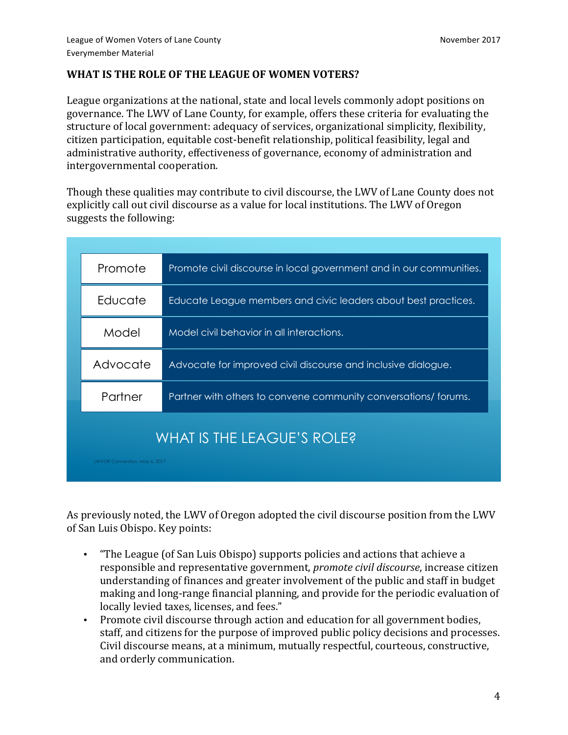## WHAT IS THE ROLE OF THE LEAGUE OF WOMEN VOTERS?

League organizations at the national, state and local levels commonly adopt positions on governance. The LWV of Lane County, for example, offers these criteria for evaluating the structure of local government: adequacy of services, organizational simplicity, flexibility, citizen participation, equitable cost-benefit relationship, political feasibility, legal and administrative authority, effectiveness of governance, economy of administration and intergovernmental cooperation.

Though these qualities may contribute to civil discourse, the LWV of Lane County does not explicitly call out civil discourse as a value for local institutions. The LWV of Oregon suggests the following:

| | |
|---|---|
| Promote | Promote civil discourse in local government and in our communities. |
| Educate | Educate League members and civic leaders about best practices. |
| Model | Model civil behavior in all interactions. |
| Advocate | Advocate for improved civil discourse and inclusive dialogue. |
| Partner | Partner with others to convene community conversations/ forums. |

WHAT IS THE LEAGUE'S ROLE?

LWVOR Convention, May 6, 2017

As previously noted, the LWV of Oregon adopted the civil discourse position from the LWV of San Luis Obispo. Key points:

- "The League (of San Luis Obispo) supports policies and actions that achieve a responsible and representative government, *promote civil discourse*, increase citizen understanding of finances and greater involvement of the public and staff in budget making and long-range financial planning, and provide for the periodic evaluation of locally levied taxes, licenses, and fees."
- Promote civil discourse through action and education for all government bodies, staff, and citizens for the purpose of improved public policy decisions and processes. Civil discourse means, at a minimum, mutually respectful, courteous, constructive, and orderly communication.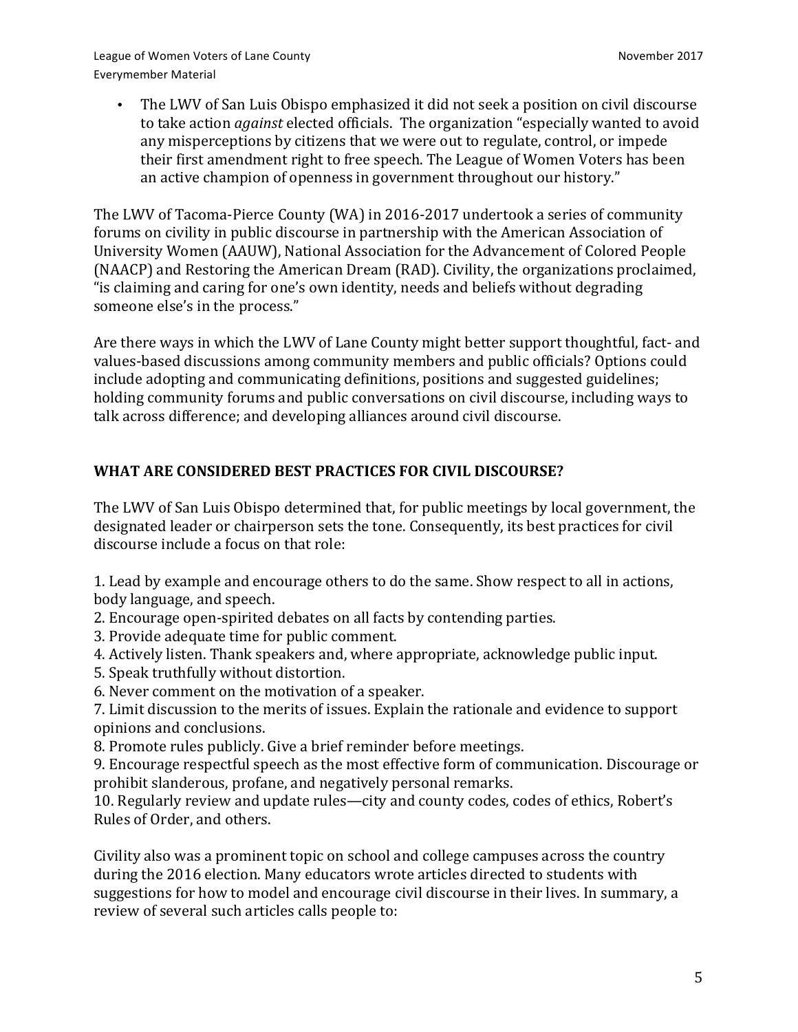- The LWV of San Luis Obispo emphasized it did not seek a position on civil discourse to take action *against* elected officials. The organization "especially wanted to avoid any misperceptions by citizens that we were out to regulate, control, or impede their first amendment right to free speech. The League of Women Voters has been an active champion of openness in government throughout our history."

The LWV of Tacoma-Pierce County (WA) in 2016-2017 undertook a series of community forums on civility in public discourse in partnership with the American Association of University Women (AAUW), National Association for the Advancement of Colored People (NAACP) and Restoring the American Dream (RAD). Civility, the organizations proclaimed, "is claiming and caring for one's own identity, needs and beliefs without degrading someone else's in the process."

Are there ways in which the LWV of Lane County might better support thoughtful, fact- and values-based discussions among community members and public officials? Options could include adopting and communicating definitions, positions and suggested guidelines; holding community forums and public conversations on civil discourse, including ways to talk across difference; and developing alliances around civil discourse.

## WHAT ARE CONSIDERED BEST PRACTICES FOR CIVIL DISCOURSE?

The LWV of San Luis Obispo determined that, for public meetings by local government, the designated leader or chairperson sets the tone. Consequently, its best practices for civil discourse include a focus on that role:

1. Lead by example and encourage others to do the same. Show respect to all in actions, body language, and speech.
2. Encourage open-spirited debates on all facts by contending parties.
3. Provide adequate time for public comment.
4. Actively listen. Thank speakers and, where appropriate, acknowledge public input.
5. Speak truthfully without distortion.
6. Never comment on the motivation of a speaker.
7. Limit discussion to the merits of issues. Explain the rationale and evidence to support opinions and conclusions.
8. Promote rules publicly. Give a brief reminder before meetings.
9. Encourage respectful speech as the most effective form of communication. Discourage or prohibit slanderous, profane, and negatively personal remarks.
10. Regularly review and update rules—city and county codes, codes of ethics, Robert's Rules of Order, and others.

Civility also was a prominent topic on school and college campuses across the country during the 2016 election. Many educators wrote articles directed to students with suggestions for how to model and encourage civil discourse in their lives. In summary, a review of several such articles calls people to: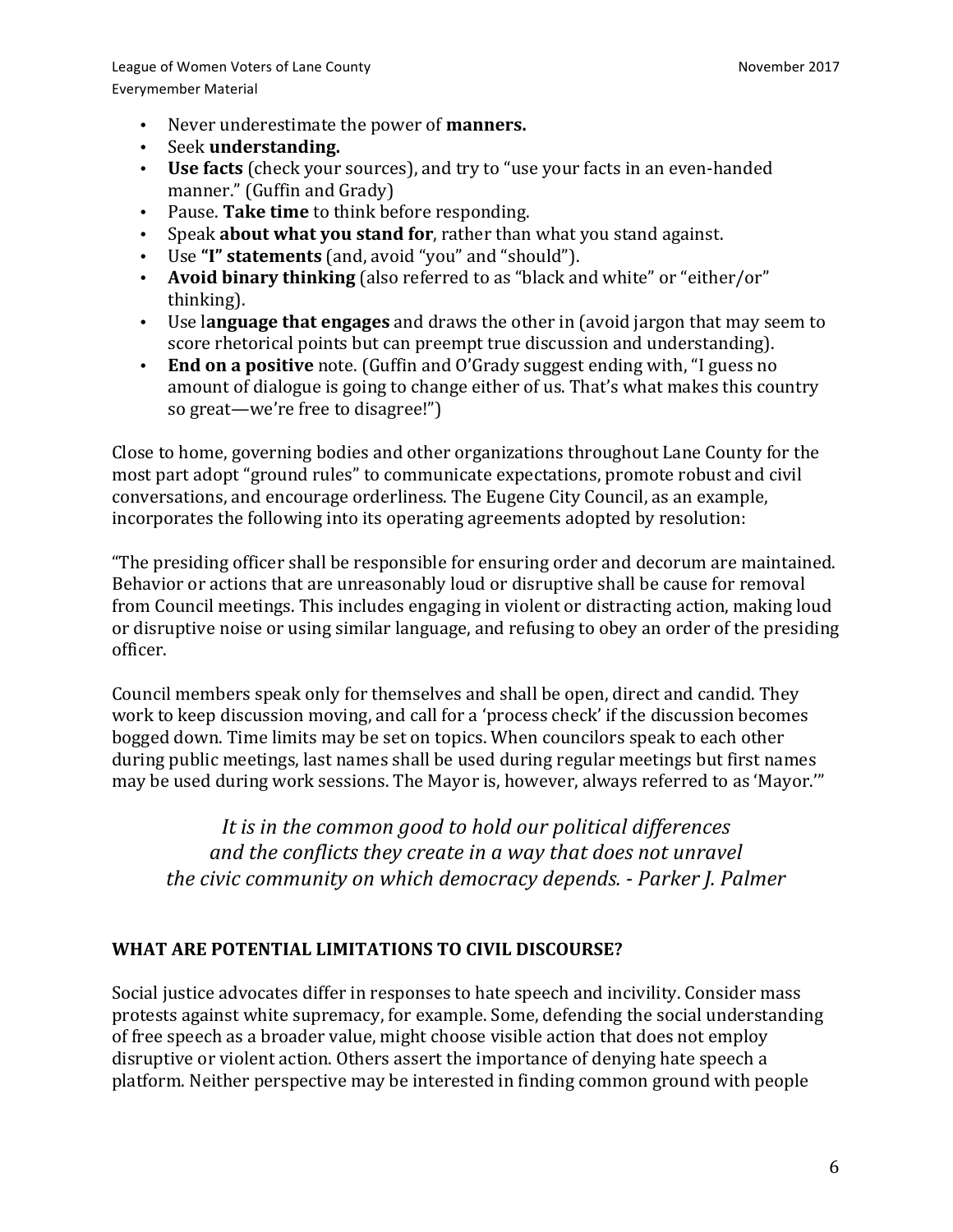- Never underestimate the power of **manners.**
- Seek **understanding.**
- **Use facts** (check your sources), and try to "use your facts in an even-handed manner." (Guffin and Grady)
- Pause. **Take time** to think before responding.
- Speak **about what you stand for**, rather than what you stand against.
- Use **"I" statements** (and, avoid "you" and "should").
- **Avoid binary thinking** (also referred to as "black and white" or "either/or" thinking).
- Use l**anguage that engages** and draws the other in (avoid jargon that may seem to score rhetorical points but can preempt true discussion and understanding).
- **End on a positive** note. (Guffin and O'Grady suggest ending with, "I guess no amount of dialogue is going to change either of us. That's what makes this country so great—we're free to disagree!")

Close to home, governing bodies and other organizations throughout Lane County for the most part adopt "ground rules" to communicate expectations, promote robust and civil conversations, and encourage orderliness. The Eugene City Council, as an example, incorporates the following into its operating agreements adopted by resolution:

"The presiding officer shall be responsible for ensuring order and decorum are maintained. Behavior or actions that are unreasonably loud or disruptive shall be cause for removal from Council meetings. This includes engaging in violent or distracting action, making loud or disruptive noise or using similar language, and refusing to obey an order of the presiding officer.

Council members speak only for themselves and shall be open, direct and candid. They work to keep discussion moving, and call for a 'process check' if the discussion becomes bogged down. Time limits may be set on topics. When councilors speak to each other during public meetings, last names shall be used during regular meetings but first names may be used during work sessions. The Mayor is, however, always referred to as 'Mayor.'"

*It is in the common good to hold our political differences and the conflicts they create in a way that does not unravel the civic community on which democracy depends. - Parker J. Palmer*

## WHAT ARE POTENTIAL LIMITATIONS TO CIVIL DISCOURSE?

Social justice advocates differ in responses to hate speech and incivility. Consider mass protests against white supremacy, for example. Some, defending the social understanding of free speech as a broader value, might choose visible action that does not employ disruptive or violent action. Others assert the importance of denying hate speech a platform. Neither perspective may be interested in finding common ground with people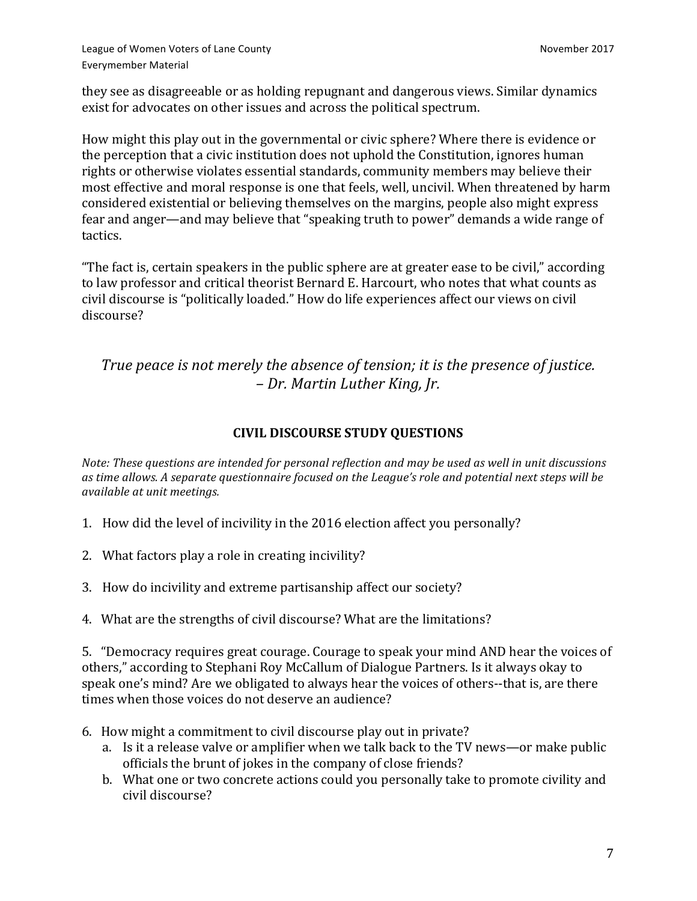they see as disagreeable or as holding repugnant and dangerous views. Similar dynamics exist for advocates on other issues and across the political spectrum.

How might this play out in the governmental or civic sphere? Where there is evidence or the perception that a civic institution does not uphold the Constitution, ignores human rights or otherwise violates essential standards, community members may believe their most effective and moral response is one that feels, well, uncivil. When threatened by harm considered existential or believing themselves on the margins, people also might express fear and anger—and may believe that "speaking truth to power" demands a wide range of tactics.

"The fact is, certain speakers in the public sphere are at greater ease to be civil," according to law professor and critical theorist Bernard E. Harcourt, who notes that what counts as civil discourse is "politically loaded." How do life experiences affect our views on civil discourse?

*True peace is not merely the absence of tension; it is the presence of justice.*
*– Dr. Martin Luther King, Jr.*

## CIVIL DISCOURSE STUDY QUESTIONS

*Note: These questions are intended for personal reflection and may be used as well in unit discussions as time allows. A separate questionnaire focused on the League's role and potential next steps will be available at unit meetings.*

1. How did the level of incivility in the 2016 election affect you personally?

2. What factors play a role in creating incivility?

3. How do incivility and extreme partisanship affect our society?

4. What are the strengths of civil discourse? What are the limitations?

5. "Democracy requires great courage. Courage to speak your mind AND hear the voices of others," according to Stephani Roy McCallum of Dialogue Partners. Is it always okay to speak one's mind? Are we obligated to always hear the voices of others--that is, are there times when those voices do not deserve an audience?

6. How might a commitment to civil discourse play out in private?
   a. Is it a release valve or amplifier when we talk back to the TV news—or make public officials the brunt of jokes in the company of close friends?
   b. What one or two concrete actions could you personally take to promote civility and civil discourse?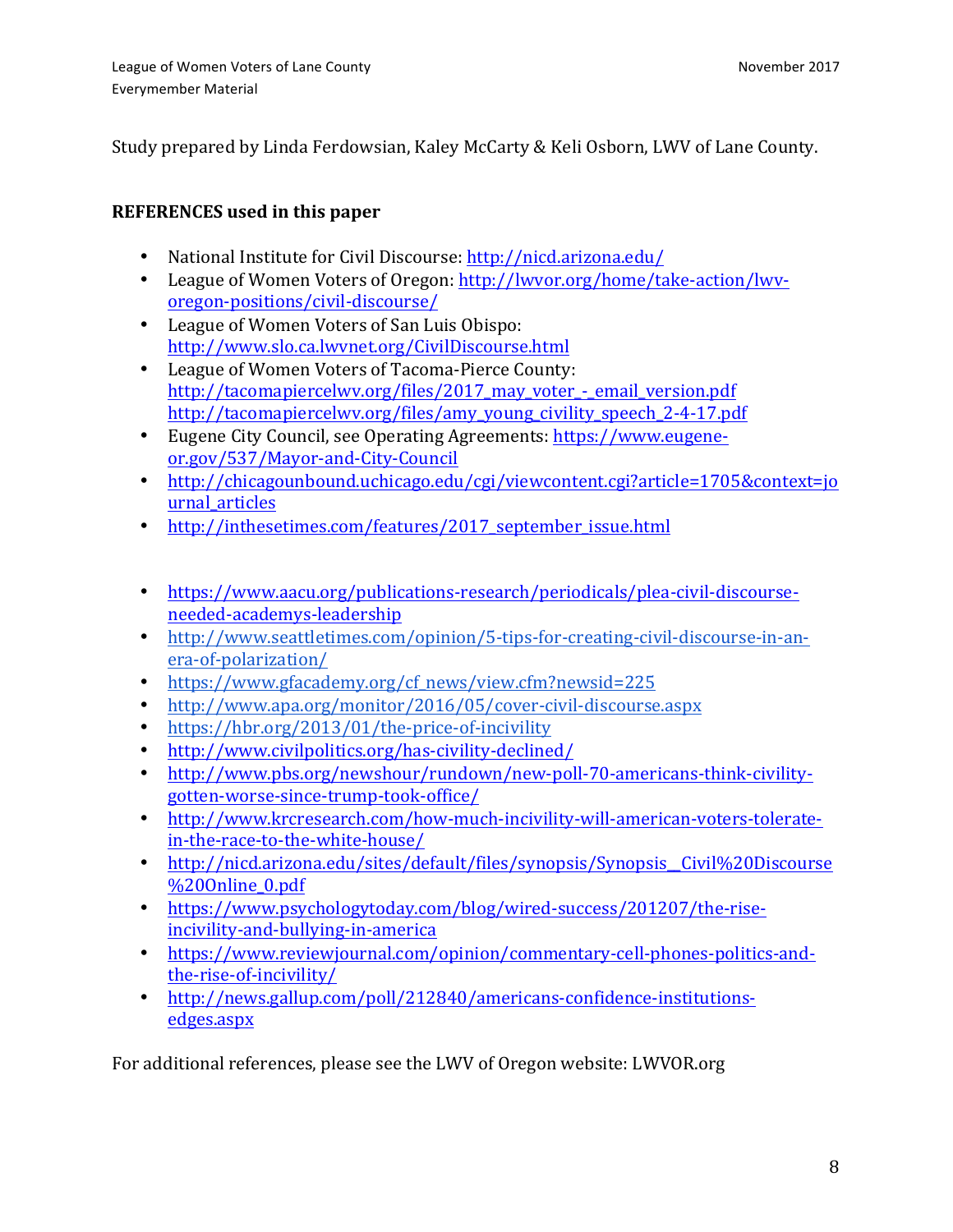Study prepared by Linda Ferdowsian, Kaley McCarty & Keli Osborn, LWV of Lane County.

**REFERENCES used in this paper**

- National Institute for Civil Discourse: http://nicd.arizona.edu/
- League of Women Voters of Oregon: http://lwvor.org/home/take-action/lwv-oregon-positions/civil-discourse/
- League of Women Voters of San Luis Obispo: http://www.slo.ca.lwvnet.org/CivilDiscourse.html
- League of Women Voters of Tacoma-Pierce County: http://tacomapiercelwv.org/files/2017_may_voter_-_email_version.pdf http://tacomapiercelwv.org/files/amy_young_civility_speech_2-4-17.pdf
- Eugene City Council, see Operating Agreements: https://www.eugene-or.gov/537/Mayor-and-City-Council
- http://chicagounbound.uchicago.edu/cgi/viewcontent.cgi?article=1705&context=journal_articles
- http://inthesetimes.com/features/2017_september_issue.html

- https://www.aacu.org/publications-research/periodicals/plea-civil-discourse-needed-academys-leadership
- http://www.seattletimes.com/opinion/5-tips-for-creating-civil-discourse-in-an-era-of-polarization/
- https://www.gfacademy.org/cf_news/view.cfm?newsid=225
- http://www.apa.org/monitor/2016/05/cover-civil-discourse.aspx
- https://hbr.org/2013/01/the-price-of-incivility
- http://www.civilpolitics.org/has-civility-declined/
- http://www.pbs.org/newshour/rundown/new-poll-70-americans-think-civility-gotten-worse-since-trump-took-office/
- http://www.krcresearch.com/how-much-incivility-will-american-voters-tolerate-in-the-race-to-the-white-house/
- http://nicd.arizona.edu/sites/default/files/synopsis/Synopsis__Civil%20Discourse%20Online_0.pdf
- https://www.psychologytoday.com/blog/wired-success/201207/the-rise-incivility-and-bullying-in-america
- https://www.reviewjournal.com/opinion/commentary-cell-phones-politics-and-the-rise-of-incivility/
- http://news.gallup.com/poll/212840/americans-confidence-institutions-edges.aspx

For additional references, please see the LWV of Oregon website: LWVOR.org